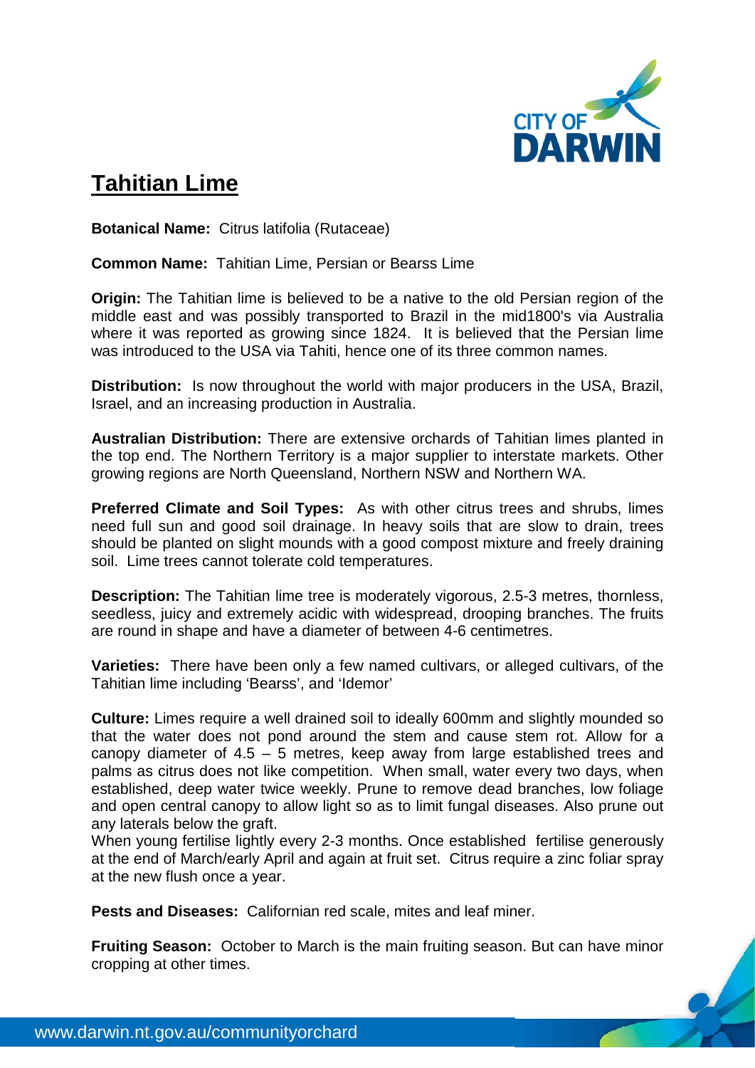# Tahitian Lime

**Botanical Name:** Citrus latifolia (Rutaceae)

**Common Name:** Tahitian Lime, Persian or Bearss Lime

**Origin:** The Tahitian lime is believed to be a native to the old Persian region of the middle east and was possibly transported to Brazil in the mid1800's via Australia where it was reported as growing since 1824. It is believed that the Persian lime was introduced to the USA via Tahiti, hence one of its three common names.

**Distribution:** Is now throughout the world with major producers in the USA, Brazil, Israel, and an increasing production in Australia.

**Australian Distribution:** There are extensive orchards of Tahitian limes planted in the top end. The Northern Territory is a major supplier to interstate markets. Other growing regions are North Queensland, Northern NSW and Northern WA.

**Preferred Climate and Soil Types:** As with other citrus trees and shrubs, limes need full sun and good soil drainage. In heavy soils that are slow to drain, trees should be planted on slight mounds with a good compost mixture and freely draining soil. Lime trees cannot tolerate cold temperatures.

**Description:** The Tahitian lime tree is moderately vigorous, 2.5-3 metres, thornless, seedless, juicy and extremely acidic with widespread, drooping branches. The fruits are round in shape and have a diameter of between 4-6 centimetres.

**Varieties:** There have been only a few named cultivars, or alleged cultivars, of the Tahitian lime including 'Bearss', and 'Idemor'

**Culture:** Limes require a well drained soil to ideally 600mm and slightly mounded so that the water does not pond around the stem and cause stem rot. Allow for a canopy diameter of 4.5 – 5 metres, keep away from large established trees and palms as citrus does not like competition. When small, water every two days, when established, deep water twice weekly. Prune to remove dead branches, low foliage and open central canopy to allow light so as to limit fungal diseases. Also prune out any laterals below the graft.
When young fertilise lightly every 2-3 months. Once established fertilise generously at the end of March/early April and again at fruit set. Citrus require a zinc foliar spray at the new flush once a year.

**Pests and Diseases:** Californian red scale, mites and leaf miner.

**Fruiting Season:** October to March is the main fruiting season. But can have minor cropping at other times.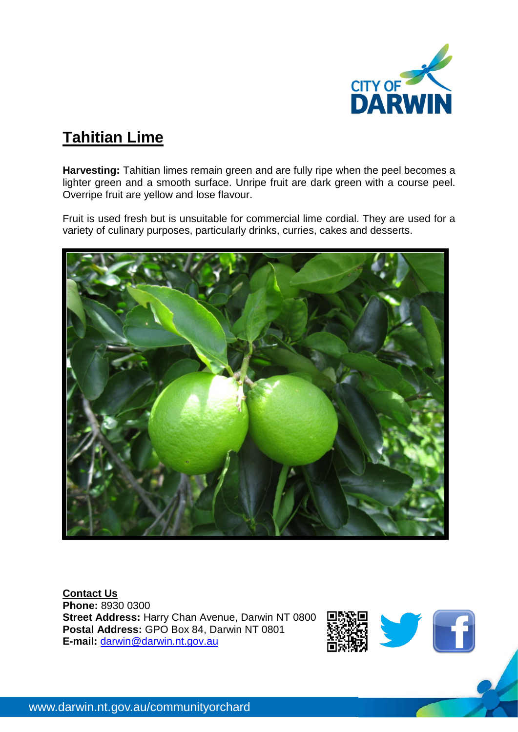# Tahitian Lime

**Harvesting:** Tahitian limes remain green and are fully ripe when the peel becomes a lighter green and a smooth surface. Unripe fruit are dark green with a course peel. Overripe fruit are yellow and lose flavour.

Fruit is used fresh but is unsuitable for commercial lime cordial. They are used for a variety of culinary purposes, particularly drinks, curries, cakes and desserts.

**Contact Us**
**Phone:** 8930 0300
**Street Address:** Harry Chan Avenue, Darwin NT 0800
**Postal Address:** GPO Box 84, Darwin NT 0801
**E-mail:** darwin@darwin.nt.gov.au

www.darwin.nt.gov.au/communityorchard